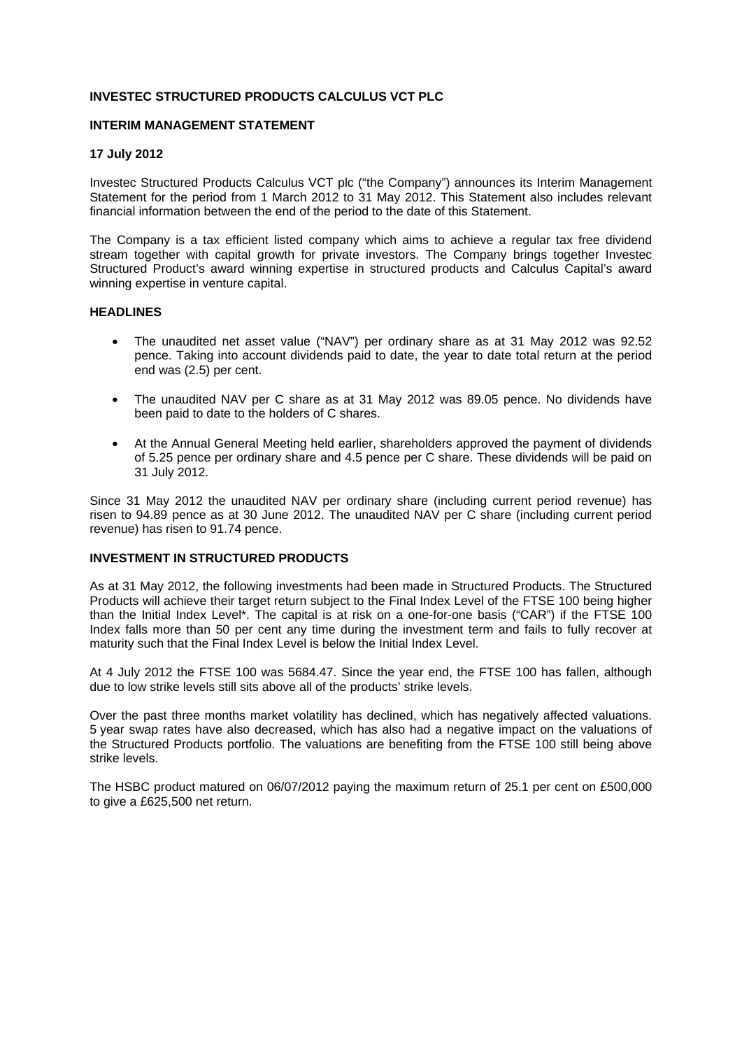**INVESTEC STRUCTURED PRODUCTS CALCULUS VCT PLC**

**INTERIM MANAGEMENT STATEMENT**

**17 July 2012**

Investec Structured Products Calculus VCT plc ("the Company") announces its Interim Management Statement for the period from 1 March 2012 to 31 May 2012. This Statement also includes relevant financial information between the end of the period to the date of this Statement.

The Company is a tax efficient listed company which aims to achieve a regular tax free dividend stream together with capital growth for private investors. The Company brings together Investec Structured Product's award winning expertise in structured products and Calculus Capital's award winning expertise in venture capital.

**HEADLINES**

- The unaudited net asset value ("NAV") per ordinary share as at 31 May 2012 was 92.52 pence. Taking into account dividends paid to date, the year to date total return at the period end was (2.5) per cent.
- The unaudited NAV per C share as at 31 May 2012 was 89.05 pence. No dividends have been paid to date to the holders of C shares.
- At the Annual General Meeting held earlier, shareholders approved the payment of dividends of 5.25 pence per ordinary share and 4.5 pence per C share. These dividends will be paid on 31 July 2012.

Since 31 May 2012 the unaudited NAV per ordinary share (including current period revenue) has risen to 94.89 pence as at 30 June 2012. The unaudited NAV per C share (including current period revenue) has risen to 91.74 pence.

**INVESTMENT IN STRUCTURED PRODUCTS**

As at 31 May 2012, the following investments had been made in Structured Products. The Structured Products will achieve their target return subject to the Final Index Level of the FTSE 100 being higher than the Initial Index Level*. The capital is at risk on a one-for-one basis ("CAR") if the FTSE 100 Index falls more than 50 per cent any time during the investment term and fails to fully recover at maturity such that the Final Index Level is below the Initial Index Level.

At 4 July 2012 the FTSE 100 was 5684.47. Since the year end, the FTSE 100 has fallen, although due to low strike levels still sits above all of the products' strike levels.

Over the past three months market volatility has declined, which has negatively affected valuations. 5 year swap rates have also decreased, which has also had a negative impact on the valuations of the Structured Products portfolio. The valuations are benefiting from the FTSE 100 still being above strike levels.

The HSBC product matured on 06/07/2012 paying the maximum return of 25.1 per cent on £500,000 to give a £625,500 net return.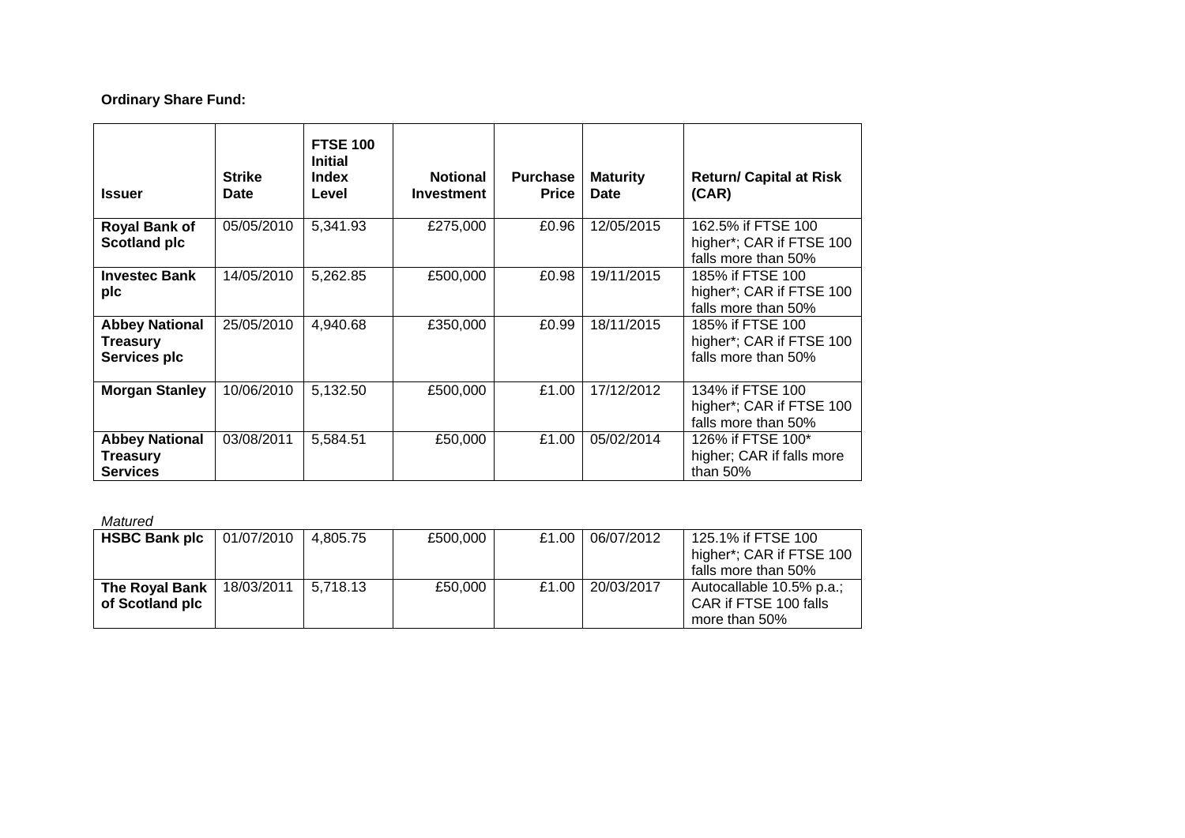**Ordinary Share Fund:**

| Issuer | Strike Date | FTSE 100 Initial Index Level | Notional Investment | Purchase Price | Maturity Date | Return/ Capital at Risk (CAR) |
|---|---|---|---|---|---|---|
| **Royal Bank of Scotland plc** | 05/05/2010 | 5,341.93 | £275,000 | £0.96 | 12/05/2015 | 162.5% if FTSE 100 higher*; CAR if FTSE 100 falls more than 50% |
| **Investec Bank plc** | 14/05/2010 | 5,262.85 | £500,000 | £0.98 | 19/11/2015 | 185% if FTSE 100 higher*; CAR if FTSE 100 falls more than 50% |
| **Abbey National Treasury Services plc** | 25/05/2010 | 4,940.68 | £350,000 | £0.99 | 18/11/2015 | 185% if FTSE 100 higher*; CAR if FTSE 100 falls more than 50% |
| **Morgan Stanley** | 10/06/2010 | 5,132.50 | £500,000 | £1.00 | 17/12/2012 | 134% if FTSE 100 higher*; CAR if FTSE 100 falls more than 50% |
| **Abbey National Treasury Services** | 03/08/2011 | 5,584.51 | £50,000 | £1.00 | 05/02/2014 | 126% if FTSE 100* higher; CAR if falls more than 50% |

*Matured*

| | | | | | | |
|---|---|---|---|---|---|---|
| **HSBC Bank plc** | 01/07/2010 | 4,805.75 | £500,000 | £1.00 | 06/07/2012 | 125.1% if FTSE 100 higher*; CAR if FTSE 100 falls more than 50% |
| **The Royal Bank of Scotland plc** | 18/03/2011 | 5,718.13 | £50,000 | £1.00 | 20/03/2017 | Autocallable 10.5% p.a.; CAR if FTSE 100 falls more than 50% |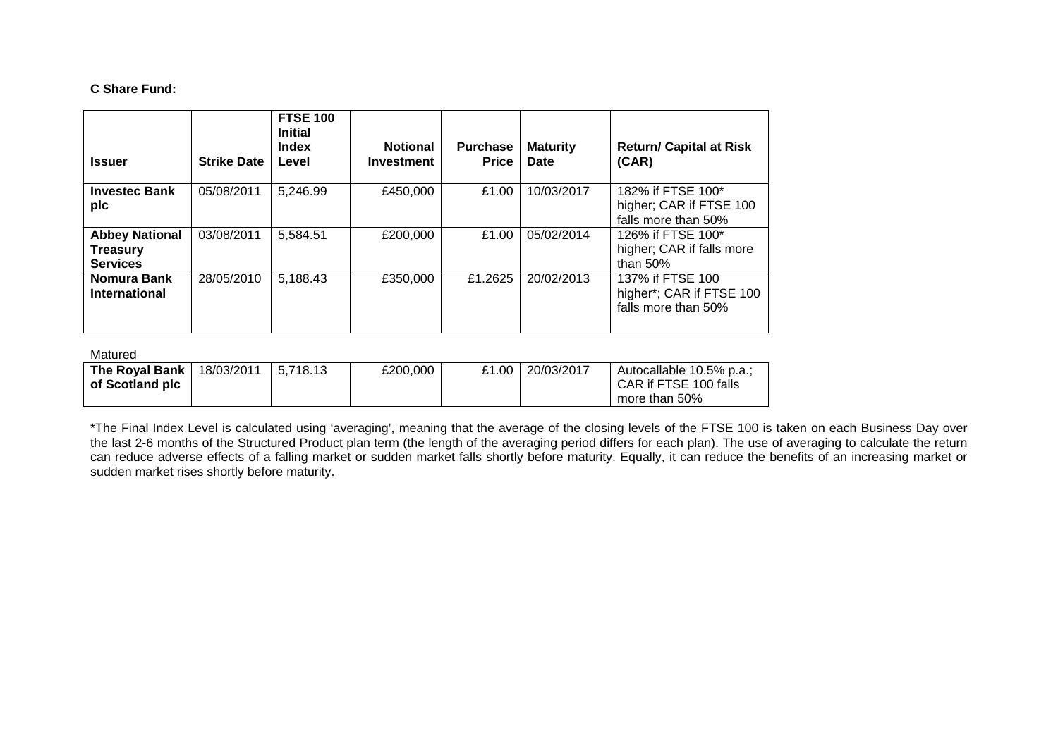**C Share Fund:**

| Issuer | Strike Date | FTSE 100 Initial Index Level | Notional Investment | Purchase Price | Maturity Date | Return/ Capital at Risk (CAR) |
|---|---|---|---|---|---|---|
| **Investec Bank plc** | 05/08/2011 | 5,246.99 | £450,000 | £1.00 | 10/03/2017 | 182% if FTSE 100* higher; CAR if FTSE 100 falls more than 50% |
| **Abbey National Treasury Services** | 03/08/2011 | 5,584.51 | £200,000 | £1.00 | 05/02/2014 | 126% if FTSE 100* higher; CAR if falls more than 50% |
| **Nomura Bank International** | 28/05/2010 | 5,188.43 | £350,000 | £1.2625 | 20/02/2013 | 137% if FTSE 100 higher*; CAR if FTSE 100 falls more than 50% |

Matured

| | | | | | | |
|---|---|---|---|---|---|---|
| **The Royal Bank of Scotland plc** | 18/03/2011 | 5,718.13 | £200,000 | £1.00 | 20/03/2017 | Autocallable 10.5% p.a.; CAR if FTSE 100 falls more than 50% |

*The Final Index Level is calculated using 'averaging', meaning that the average of the closing levels of the FTSE 100 is taken on each Business Day over the last 2-6 months of the Structured Product plan term (the length of the averaging period differs for each plan). The use of averaging to calculate the return can reduce adverse effects of a falling market or sudden market falls shortly before maturity. Equally, it can reduce the benefits of an increasing market or sudden market rises shortly before maturity.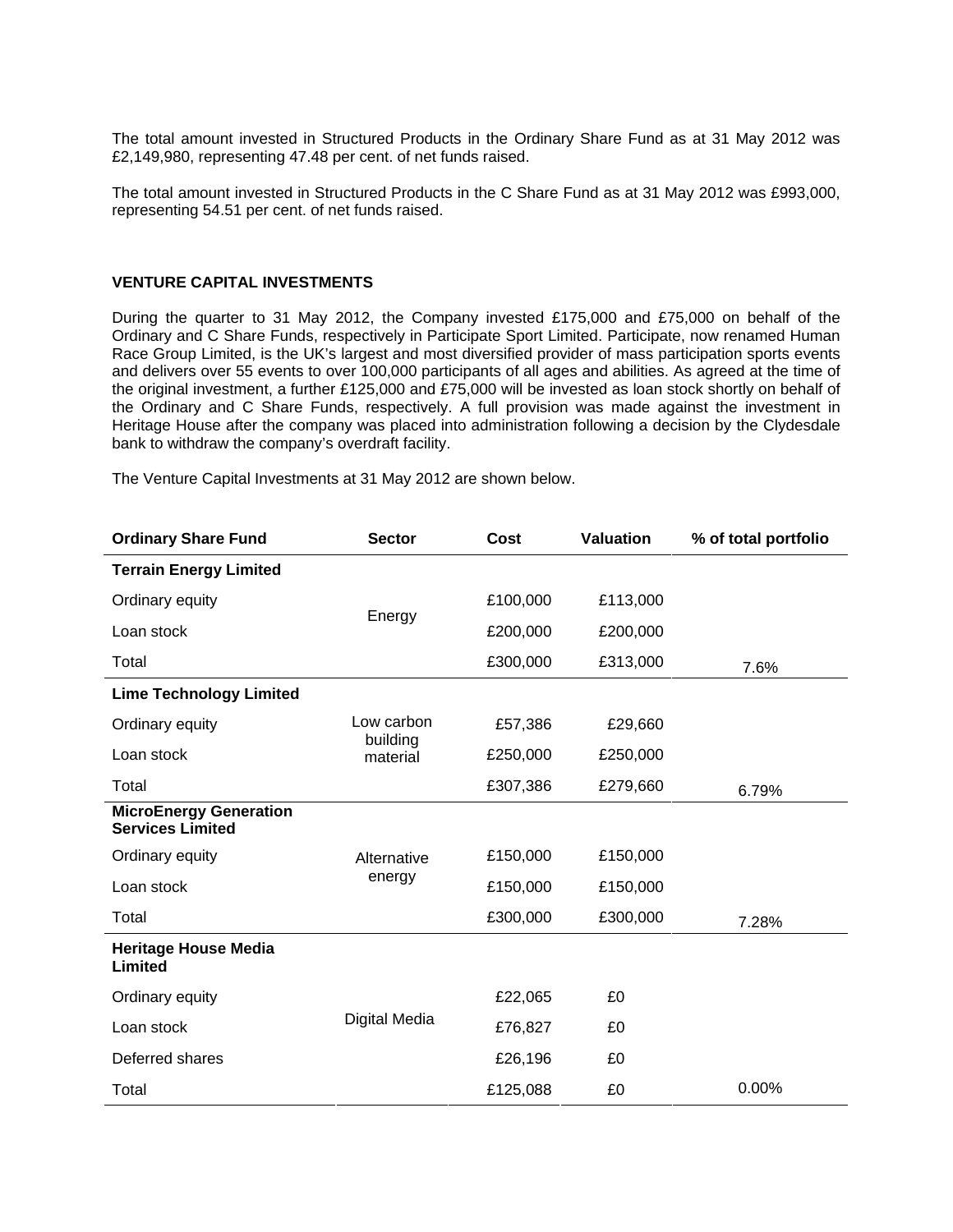The total amount invested in Structured Products in the Ordinary Share Fund as at 31 May 2012 was £2,149,980, representing 47.48 per cent. of net funds raised.

The total amount invested in Structured Products in the C Share Fund as at 31 May 2012 was £993,000, representing 54.51 per cent. of net funds raised.

**VENTURE CAPITAL INVESTMENTS**

During the quarter to 31 May 2012, the Company invested £175,000 and £75,000 on behalf of the Ordinary and C Share Funds, respectively in Participate Sport Limited. Participate, now renamed Human Race Group Limited, is the UK's largest and most diversified provider of mass participation sports events and delivers over 55 events to over 100,000 participants of all ages and abilities. As agreed at the time of the original investment, a further £125,000 and £75,000 will be invested as loan stock shortly on behalf of the Ordinary and C Share Funds, respectively. A full provision was made against the investment in Heritage House after the company was placed into administration following a decision by the Clydesdale bank to withdraw the company's overdraft facility.

The Venture Capital Investments at 31 May 2012 are shown below.

| Ordinary Share Fund | Sector | Cost | Valuation | % of total portfolio |
|---|---|---|---|---|
| **Terrain Energy Limited** | | | | |
| Ordinary equity | Energy | £100,000 | £113,000 | |
| Loan stock | | £200,000 | £200,000 | |
| Total | | £300,000 | £313,000 | 7.6% |
| **Lime Technology Limited** | | | | |
| Ordinary equity | Low carbon building material | £57,386 | £29,660 | |
| Loan stock | | £250,000 | £250,000 | |
| Total | | £307,386 | £279,660 | 6.79% |
| **MicroEnergy Generation Services Limited** | | | | |
| Ordinary equity | Alternative energy | £150,000 | £150,000 | |
| Loan stock | | £150,000 | £150,000 | |
| Total | | £300,000 | £300,000 | 7.28% |
| **Heritage House Media Limited** | | | | |
| Ordinary equity | Digital Media | £22,065 | £0 | |
| Loan stock | | £76,827 | £0 | |
| Deferred shares | | £26,196 | £0 | |
| Total | | £125,088 | £0 | 0.00% |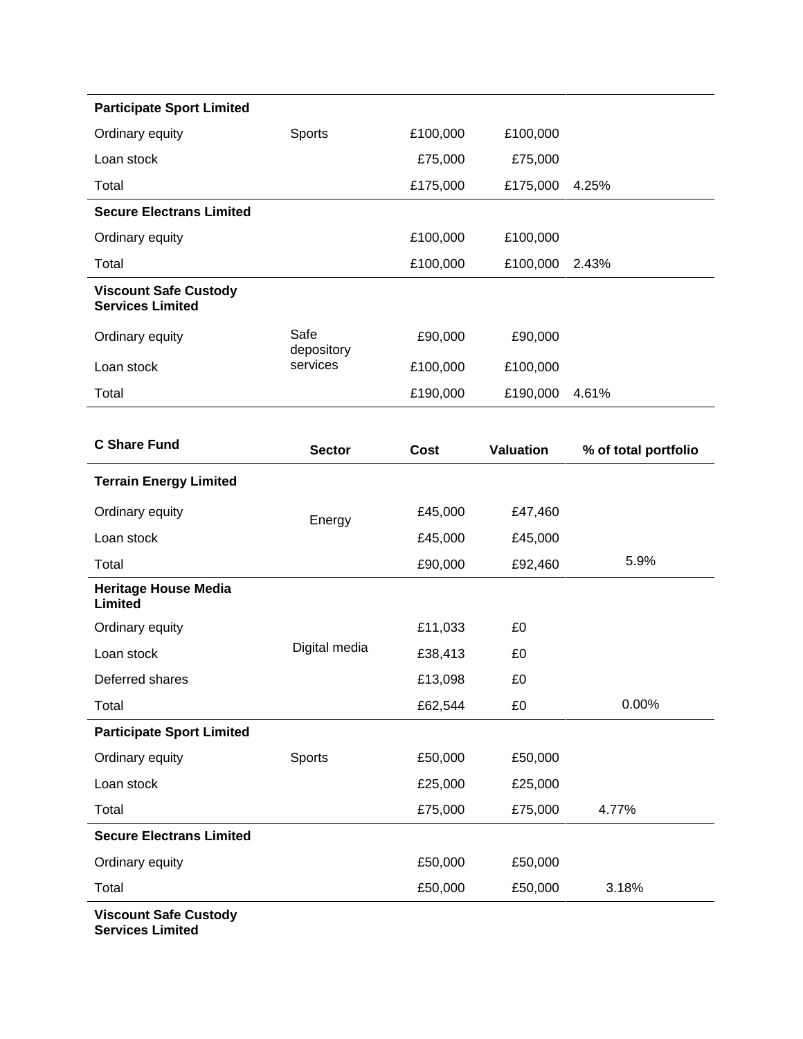| | | | | |
|---|---|---|---|---|
| **Participate Sport Limited** | | | | |
| Ordinary equity | Sports | £100,000 | £100,000 | |
| Loan stock | | £75,000 | £75,000 | |
| Total | | £175,000 | £175,000 | 4.25% |
| **Secure Electrans Limited** | | | | |
| Ordinary equity | | £100,000 | £100,000 | |
| Total | | £100,000 | £100,000 | 2.43% |
| **Viscount Safe Custody Services Limited** | | | | |
| Ordinary equity | Safe depository services | £90,000 | £90,000 | |
| Loan stock | | £100,000 | £100,000 | |
| Total | | £190,000 | £190,000 | 4.61% |

| **C Share Fund** | **Sector** | **Cost** | **Valuation** | **% of total portfolio** |
|---|---|---|---|---|
| **Terrain Energy Limited** | | | | |
| Ordinary equity | Energy | £45,000 | £47,460 | |
| Loan stock | | £45,000 | £45,000 | |
| Total | | £90,000 | £92,460 | 5.9% |
| **Heritage House Media Limited** | | | | |
| Ordinary equity | Digital media | £11,033 | £0 | |
| Loan stock | | £38,413 | £0 | |
| Deferred shares | | £13,098 | £0 | |
| Total | | £62,544 | £0 | 0.00% |
| **Participate Sport Limited** | | | | |
| Ordinary equity | Sports | £50,000 | £50,000 | |
| Loan stock | | £25,000 | £25,000 | |
| Total | | £75,000 | £75,000 | 4.77% |
| **Secure Electrans Limited** | | | | |
| Ordinary equity | | £50,000 | £50,000 | |
| Total | | £50,000 | £50,000 | 3.18% |
| **Viscount Safe Custody Services Limited** | | | | |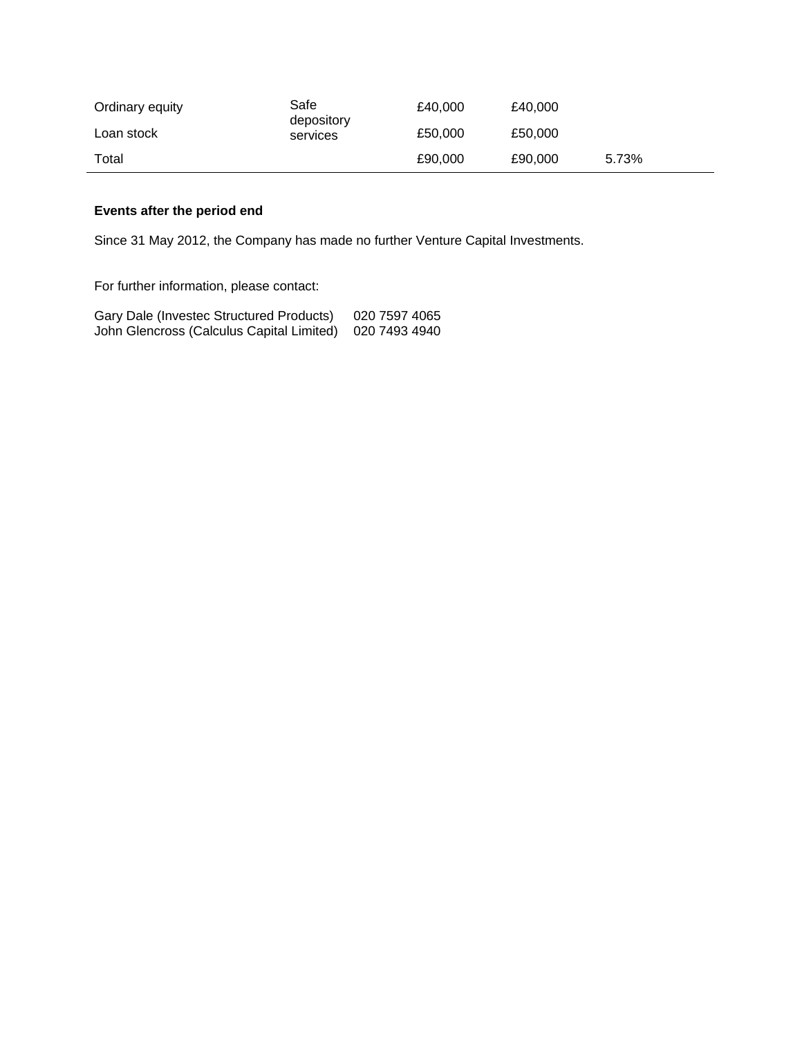| | | | | |
|---|---|---|---|---|
| Ordinary equity | Safe depository services | £40,000 | £40,000 | |
| Loan stock | | £50,000 | £50,000 | |
| Total | | £90,000 | £90,000 | 5.73% |

**Events after the period end**

Since 31 May 2012, the Company has made no further Venture Capital Investments.

For further information, please contact:

Gary Dale (Investec Structured Products) 020 7597 4065
John Glencross (Calculus Capital Limited) 020 7493 4940